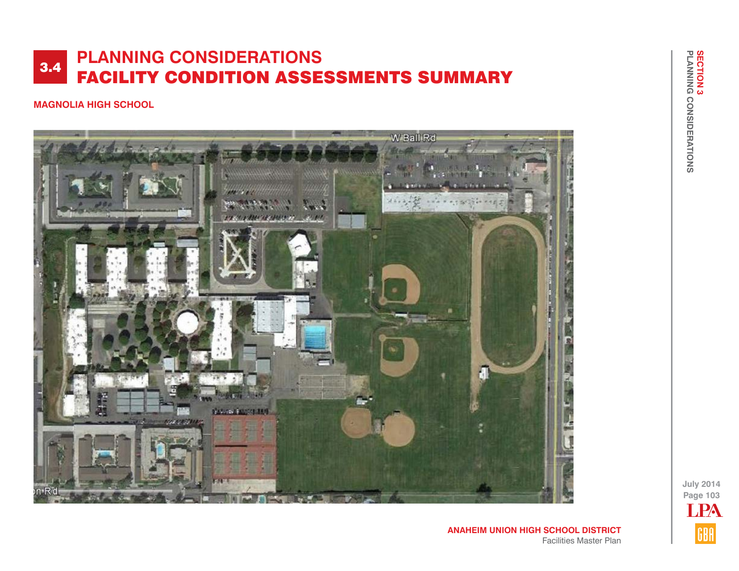# 3.4 PLANNING CONSIDERATIONS
# FACILITY CONDITION ASSESSMENTS SUMMARY

## MAGNOLIA HIGH SCHOOL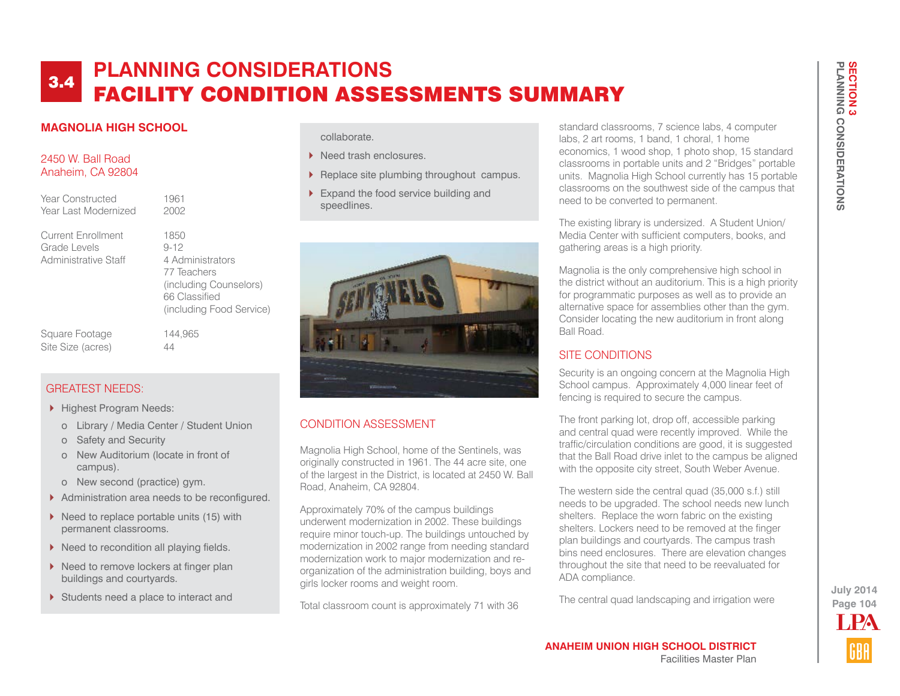# 3.4 PLANNING CONSIDERATIONS
# FACILITY CONDITION ASSESSMENTS SUMMARY

## MAGNOLIA HIGH SCHOOL

2450 W. Ball Road
Anaheim, CA 92804

| | |
|---|---|
| Year Constructed | 1961 |
| Year Last Modernized | 2002 |
| Current Enrollment | 1850 |
| Grade Levels | 9-12 |
| Administrative Staff | 4 Administrators<br>77 Teachers (including Counselors)<br>66 Classified (including Food Service) |
| Square Footage | 144,965 |
| Site Size (acres) | 44 |

### GREATEST NEEDS:

- Highest Program Needs:
  - Library / Media Center / Student Union
  - Safety and Security
  - New Auditorium (locate in front of campus).
  - New second (practice) gym.
- Administration area needs to be reconfigured.
- Need to replace portable units (15) with permanent classrooms.
- Need to recondition all playing fields.
- Need to remove lockers at finger plan buildings and courtyards.
- Students need a place to interact and collaborate.
- Need trash enclosures.
- Replace site plumbing throughout campus.
- Expand the food service building and speedlines.

### CONDITION ASSESSMENT

Magnolia High School, home of the Sentinels, was originally constructed in 1961. The 44 acre site, one of the largest in the District, is located at 2450 W. Ball Road, Anaheim, CA 92804.

Approximately 70% of the campus buildings underwent modernization in 2002. These buildings require minor touch-up. The buildings untouched by modernization in 2002 range from needing standard modernization work to major modernization and re-organization of the administration building, boys and girls locker rooms and weight room.

Total classroom count is approximately 71 with 36 standard classrooms, 7 science labs, 4 computer labs, 2 art rooms, 1 band, 1 choral, 1 home economics, 1 wood shop, 1 photo shop, 15 standard classrooms in portable units and 2 "Bridges" portable units. Magnolia High School currently has 15 portable classrooms on the southwest side of the campus that need to be converted to permanent.

The existing library is undersized. A Student Union/ Media Center with sufficient computers, books, and gathering areas is a high priority.

Magnolia is the only comprehensive high school in the district without an auditorium. This is a high priority for programmatic purposes as well as to provide an alternative space for assemblies other than the gym. Consider locating the new auditorium in front along Ball Road.

### SITE CONDITIONS

Security is an ongoing concern at the Magnolia High School campus. Approximately 4,000 linear feet of fencing is required to secure the campus.

The front parking lot, drop off, accessible parking and central quad were recently improved. While the traffic/circulation conditions are good, it is suggested that the Ball Road drive inlet to the campus be aligned with the opposite city street, South Weber Avenue.

The western side the central quad (35,000 s.f.) still needs to be upgraded. The school needs new lunch shelters. Replace the worn fabric on the existing shelters. Lockers need to be removed at the finger plan buildings and courtyards. The campus trash bins need enclosures. There are elevation changes throughout the site that need to be reevaluated for ADA compliance.

The central quad landscaping and irrigation were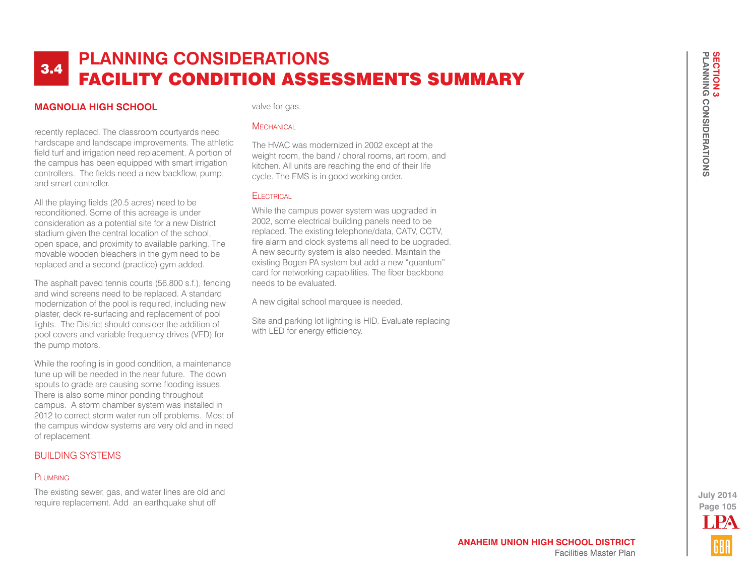# 3.4 PLANNING CONSIDERATIONS
# FACILITY CONDITION ASSESSMENTS SUMMARY

## MAGNOLIA HIGH SCHOOL

recently replaced. The classroom courtyards need hardscape and landscape improvements. The athletic field turf and irrigation need replacement. A portion of the campus has been equipped with smart irrigation controllers. The fields need a new backflow, pump, and smart controller.

All the playing fields (20.5 acres) need to be reconditioned. Some of this acreage is under consideration as a potential site for a new District stadium given the central location of the school, open space, and proximity to available parking. The movable wooden bleachers in the gym need to be replaced and a second (practice) gym added.

The asphalt paved tennis courts (56,800 s.f.), fencing and wind screens need to be replaced. A standard modernization of the pool is required, including new plaster, deck re-surfacing and replacement of pool lights. The District should consider the addition of pool covers and variable frequency drives (VFD) for the pump motors.

While the roofing is in good condition, a maintenance tune up will be needed in the near future. The down spouts to grade are causing some flooding issues. There is also some minor ponding throughout campus. A storm chamber system was installed in 2012 to correct storm water run off problems. Most of the campus window systems are very old and in need of replacement.

### BUILDING SYSTEMS

#### Plumbing

The existing sewer, gas, and water lines are old and require replacement. Add an earthquake shut off valve for gas.

#### Mechanical

The HVAC was modernized in 2002 except at the weight room, the band / choral rooms, art room, and kitchen. All units are reaching the end of their life cycle. The EMS is in good working order.

#### Electrical

While the campus power system was upgraded in 2002, some electrical building panels need to be replaced. The existing telephone/data, CATV, CCTV, fire alarm and clock systems all need to be upgraded. A new security system is also needed. Maintain the existing Bogen PA system but add a new "quantum" card for networking capabilities. The fiber backbone needs to be evaluated.

A new digital school marquee is needed.

Site and parking lot lighting is HID. Evaluate replacing with LED for energy efficiency.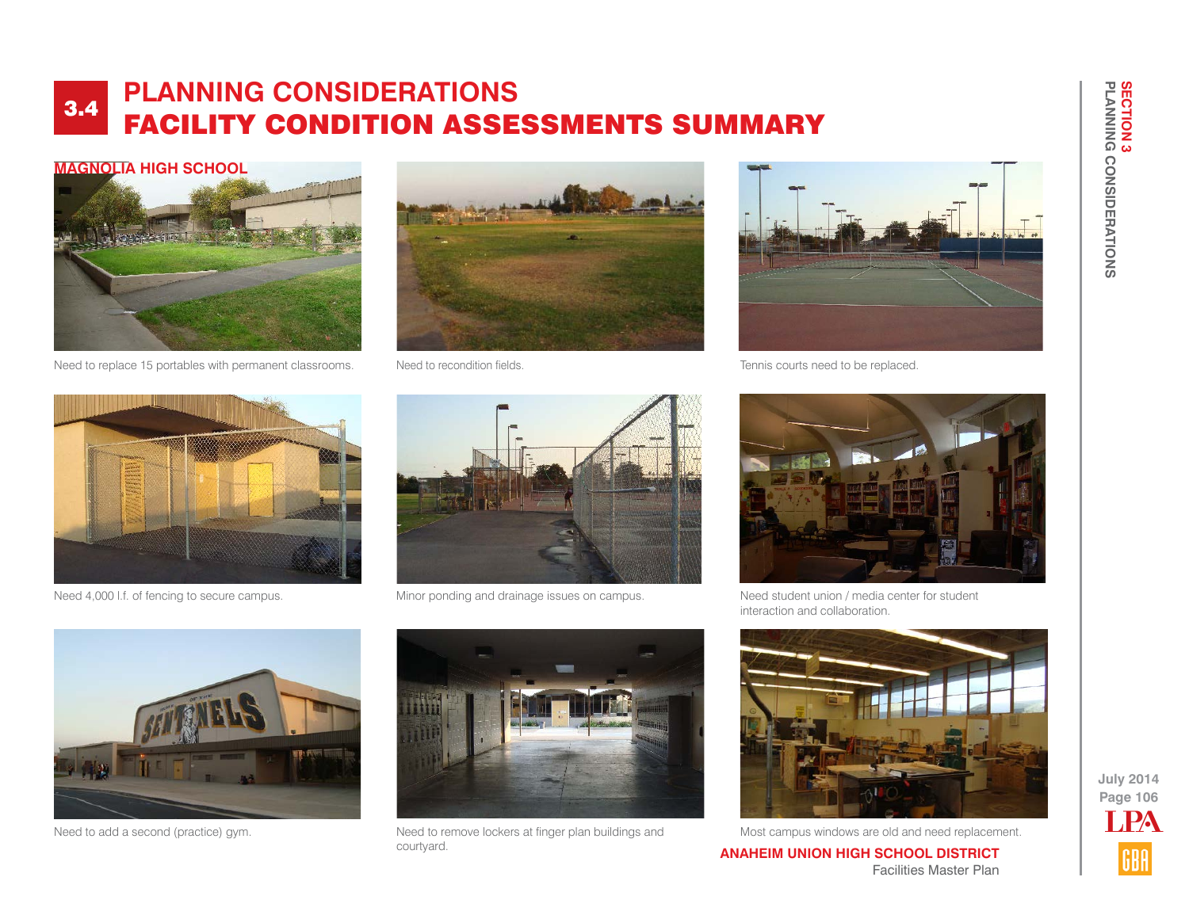# 3.4 PLANNING CONSIDERATIONS
# FACILITY CONDITION ASSESSMENTS SUMMARY

## MAGNOLIA HIGH SCHOOL

Need to replace 15 portables with permanent classrooms.

Need to recondition fields.

Tennis courts need to be replaced.

Need 4,000 l.f. of fencing to secure campus.

Minor ponding and drainage issues on campus.

Need student union / media center for student interaction and collaboration.

Need to add a second (practice) gym.

Need to remove lockers at finger plan buildings and courtyard.

Most campus windows are old and need replacement.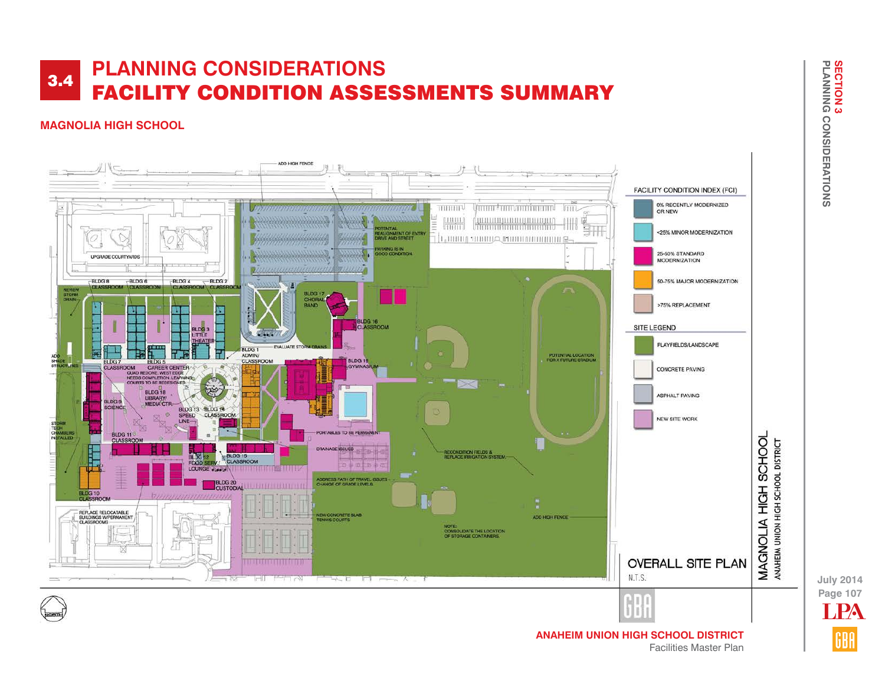# 3.4 PLANNING CONSIDERATIONS
# FACILITY CONDITION ASSESSMENTS SUMMARY

## MAGNOLIA HIGH SCHOOL

ADD HIGH FENCE

POTENTIAL REALIGNMENT OF ENTRY DRIVE AND STREET

PARKING IS IN GOOD CONDITION.

UPGRADE COURTYARDS

REVIEW STORM DRAIN

BLDG 8 CLASSROOM

BLDG 6 CLASSROOM

BLDG 4 CLASSROOM

BLDG 2 CLASSROOM

BLDG 17 CHORAL/ BAND

BLDG 16 CLASSROOM

BLDG 3 LITTLE THEATER

EVALUATE STORM DRAINS

BLDG 1 ADMIN/ CLASSROOM

ADD SHADE STRUCTURES

BLDG 7 CLASSROOM

BLDG 5 CAREER CENTER

QUAD REDONE. WEST EDGE NEEDS COMPLETION. LEARNING COURTS TO BE REDESIGNED

BLDG 19 GYMNASIUM

POTENTIAL LOCATION FOR A FUTURE STADIUM

BLDG 18 LIBRARY/ MEDIA CTR.

BLDG 9 SCIENCE

BLDG 13 SPEED LINE

BLDG 14 CLASSROOM

STORM TECH CHAMBERS INSTALLED

BLDG 11 CLASSROOM

PORTABLES TO BE PERMANENT

DRAINAGE ISSUES

RECONDITION FIELDS & REPLACE IRRIGATION SYSTEM

BLDG 12 FOOD SERV./ LOUNGE

BLDG 15 CLASSROOM

BLDG 20 CUSTODIAL

ADDRESS PATH OF TRAVEL ISSUES - CHANGE OF GRADE LEVELS

BLDG 10 CLASSROOM

REPLACE RELOCATABLE BUILDINGS W/PERMANENT CLASSROOMS

NEW CONCRETE SLAB TENNIS COURTS

ADD HIGH FENCE

NOTE: CONSOLIDATE THE LOCATION OF STORAGE CONTAINERS.

**FACILITY CONDITION INDEX (FCI)**

- 0% RECENTLY MODERNIZED OR NEW
- <25% MINOR MODERNIZATION
- 25-50% STANDARD MODERNIZATION
- 50-75% MAJOR MODERNIZATION
- >75% REPLACEMENT

**SITE LEGEND**

- PLAYFIELDS/LANDSCAPE
- CONCRETE PAVING
- ASPHALT PAVING
- NEW SITE WORK

OVERALL SITE PLAN

N.T.S.

MAGNOLIA HIGH SCHOOL

ANAHEIM UNION HIGH SCHOOL DISTRICT

July 2014

ANAHEIM UNION HIGH SCHOOL DISTRICT

Facilities Master Plan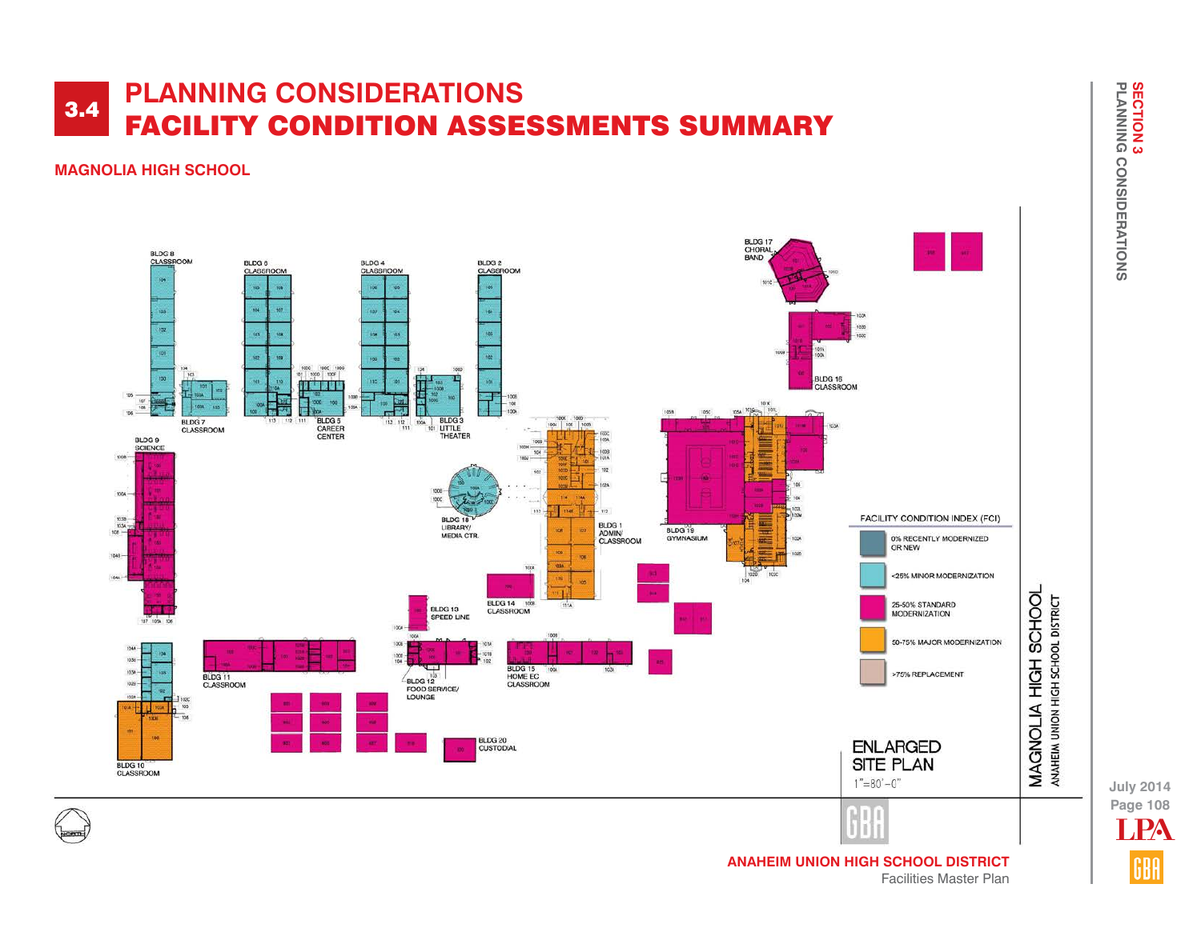# 3.4 PLANNING CONSIDERATIONS
# FACILITY CONDITION ASSESSMENTS SUMMARY

## MAGNOLIA HIGH SCHOOL

BLDG 8 CLASSROOM

BLDG 6 CLASSROOM

BLDG 4 CLASSROOM

BLDG 2 CLASSROOM

BLDG 17 CHORAL BAND

BLDG 16 CLASSROOM

BLDG 7 CLASSROOM

BLDG 5 CAREER CENTER

BLDG 3 LITTLE THEATER

BLDG 9 SCIENCE

BLDG 18 LIBRARY/ MEDIA CTR.

BLDG 1 ADMIN/ CLASSROOM

BLDG 19 GYMNASIUM

BLDG 14 CLASSROOM

BLDG 13 SPEED LINE

BLDG 11 CLASSROOM

BLDG 12 FOOD SERVICE/ LOUNGE

BLDG 15 HOME EC CLASSROOM

BLDG 10 CLASSROOM

BLDG 20 CUSTODIAL

FACILITY CONDITION INDEX (FCI)

- 0% RECENTLY MODERNIZED OR NEW
- <25% MINOR MODERNIZATION
- 25-50% STANDARD MODERNIZATION
- 50-75% MAJOR MODERNIZATION
- >75% REPLACEMENT

ENLARGED SITE PLAN

1"=80'-0"

MAGNOLIA HIGH SCHOOL

ANAHEIM UNION HIGH SCHOOL DISTRICT

SECTION 3 PLANNING CONSIDERATIONS

July 2014

ANAHEIM UNION HIGH SCHOOL DISTRICT

Facilities Master Plan